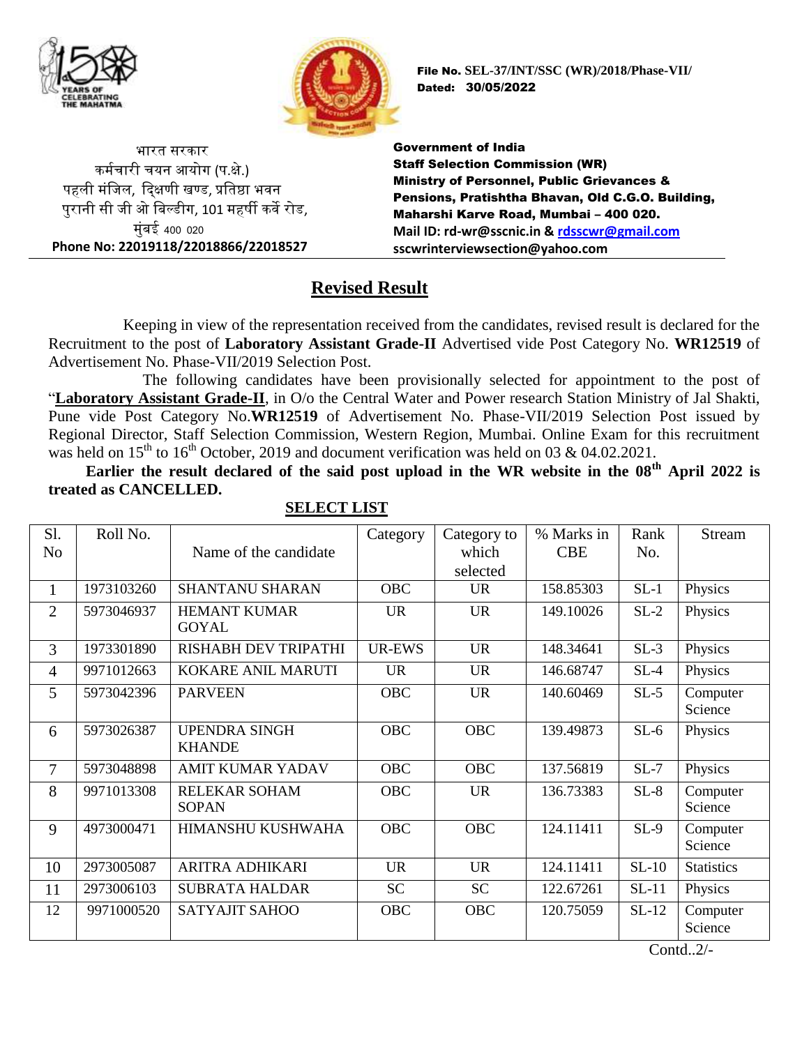File No. SEL-37/INT/SSC (WR)/2018/Phase-VII/
Dated: 30/05/2022

भारत सरकार
कर्मचारी चयन आयोग (प.क्षे.)
पहली मंजिल, दक्षिणी खण्ड, प्रतिष्ठा भवन
पुरानी सी जी ओ बिल्डीग, 101 महर्षी कर्वे रोड,
मुंबई 400 020
Phone No: 22019118/22018866/22018527

**Government of India**
**Staff Selection Commission (WR)**
**Ministry of Personnel, Public Grievances & Pensions, Pratishtha Bhavan, Old C.G.O. Building, Maharshi Karve Road, Mumbai – 400 020.**
Mail ID: rd-wr@sscnic.in & rdsscwr@gmail.com
sscwrinterviewsection@yahoo.com

## Revised Result

Keeping in view of the representation received from the candidates, revised result is declared for the Recruitment to the post of **Laboratory Assistant Grade-II** Advertised vide Post Category No. **WR12519** of Advertisement No. Phase-VII/2019 Selection Post.

The following candidates have been provisionally selected for appointment to the post of "**Laboratory Assistant Grade-II**, in O/o the Central Water and Power research Station Ministry of Jal Shakti, Pune vide Post Category No.**WR12519** of Advertisement No. Phase-VII/2019 Selection Post issued by Regional Director, Staff Selection Commission, Western Region, Mumbai. Online Exam for this recruitment was held on 15th to 16th October, 2019 and document verification was held on 03 & 04.02.2021.

**Earlier the result declared of the said post upload in the WR website in the 08th April 2022 is treated as CANCELLED.**

### SELECT LIST

| Sl. No | Roll No. | Name of the candidate | Category | Category to which selected | % Marks in CBE | Rank No. | Stream |
|---|---|---|---|---|---|---|---|
| 1 | 1973103260 | SHANTANU SHARAN | OBC | UR | 158.85303 | SL-1 | Physics |
| 2 | 5973046937 | HEMANT KUMAR GOYAL | UR | UR | 149.10026 | SL-2 | Physics |
| 3 | 1973301890 | RISHABH DEV TRIPATHI | UR-EWS | UR | 148.34641 | SL-3 | Physics |
| 4 | 9971012663 | KOKARE ANIL MARUTI | UR | UR | 146.68747 | SL-4 | Physics |
| 5 | 5973042396 | PARVEEN | OBC | UR | 140.60469 | SL-5 | Computer Science |
| 6 | 5973026387 | UPENDRA SINGH KHANDE | OBC | OBC | 139.49873 | SL-6 | Physics |
| 7 | 5973048898 | AMIT KUMAR YADAV | OBC | OBC | 137.56819 | SL-7 | Physics |
| 8 | 9971013308 | RELEKAR SOHAM SOPAN | OBC | UR | 136.73383 | SL-8 | Computer Science |
| 9 | 4973000471 | HIMANSHU KUSHWAHA | OBC | OBC | 124.11411 | SL-9 | Computer Science |
| 10 | 2973005087 | ARITRA ADHIKARI | UR | UR | 124.11411 | SL-10 | Statistics |
| 11 | 2973006103 | SUBRATA HALDAR | SC | SC | 122.67261 | SL-11 | Physics |
| 12 | 9971000520 | SATYAJIT SAHOO | OBC | OBC | 120.75059 | SL-12 | Computer Science |

Contd..2/-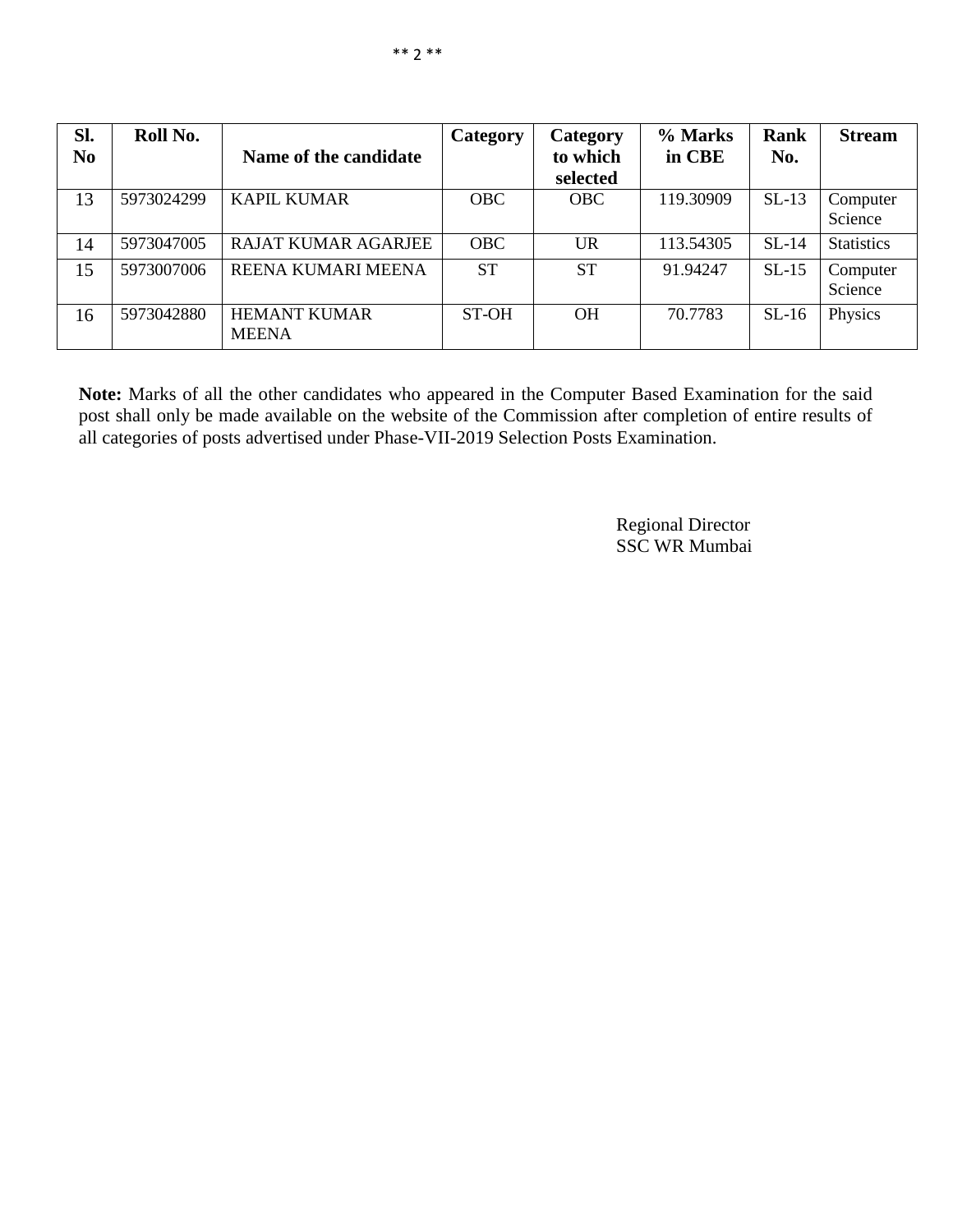| Sl. No | Roll No. | Name of the candidate | Category | Category to which selected | % Marks in CBE | Rank No. | Stream |
|---|---|---|---|---|---|---|---|
| 13 | 5973024299 | KAPIL KUMAR | OBC | OBC | 119.30909 | SL-13 | Computer Science |
| 14 | 5973047005 | RAJAT KUMAR AGARJEE | OBC | UR | 113.54305 | SL-14 | Statistics |
| 15 | 5973007006 | REENA KUMARI MEENA | ST | ST | 91.94247 | SL-15 | Computer Science |
| 16 | 5973042880 | HEMANT KUMAR MEENA | ST-OH | OH | 70.7783 | SL-16 | Physics |

**Note:** Marks of all the other candidates who appeared in the Computer Based Examination for the said post shall only be made available on the website of the Commission after completion of entire results of all categories of posts advertised under Phase-VII-2019 Selection Posts Examination.

Regional Director
SSC WR Mumbai